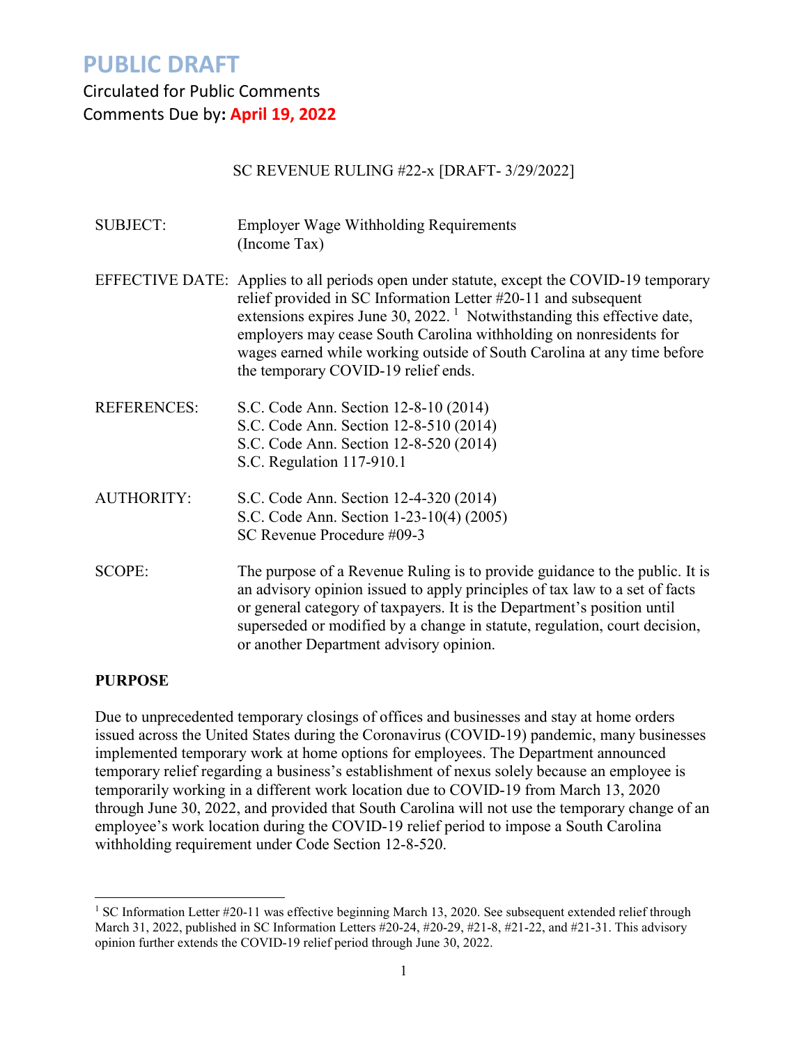# PUBLIC DRAFT

Circulated for Public Comments
Comments Due by: **April 19, 2022**

SC REVENUE RULING #22-x [DRAFT- 3/29/2022]

SUBJECT: Employer Wage Withholding Requirements
(Income Tax)

EFFECTIVE DATE: Applies to all periods open under statute, except the COVID-19 temporary relief provided in SC Information Letter #20-11 and subsequent extensions expires June 30, 2022. [1] Notwithstanding this effective date, employers may cease South Carolina withholding on nonresidents for wages earned while working outside of South Carolina at any time before the temporary COVID-19 relief ends.

REFERENCES: S.C. Code Ann. Section 12-8-10 (2014)
S.C. Code Ann. Section 12-8-510 (2014)
S.C. Code Ann. Section 12-8-520 (2014)
S.C. Regulation 117-910.1

AUTHORITY: S.C. Code Ann. Section 12-4-320 (2014)
S.C. Code Ann. Section 1-23-10(4) (2005)
SC Revenue Procedure #09-3

SCOPE: The purpose of a Revenue Ruling is to provide guidance to the public. It is an advisory opinion issued to apply principles of tax law to a set of facts or general category of taxpayers. It is the Department's position until superseded or modified by a change in statute, regulation, court decision, or another Department advisory opinion.

**PURPOSE**

Due to unprecedented temporary closings of offices and businesses and stay at home orders issued across the United States during the Coronavirus (COVID-19) pandemic, many businesses implemented temporary work at home options for employees. The Department announced temporary relief regarding a business's establishment of nexus solely because an employee is temporarily working in a different work location due to COVID-19 from March 13, 2020 through June 30, 2022, and provided that South Carolina will not use the temporary change of an employee's work location during the COVID-19 relief period to impose a South Carolina withholding requirement under Code Section 12-8-520.

[1] SC Information Letter #20-11 was effective beginning March 13, 2020. See subsequent extended relief through March 31, 2022, published in SC Information Letters #20-24, #20-29, #21-8, #21-22, and #21-31. This advisory opinion further extends the COVID-19 relief period through June 30, 2022.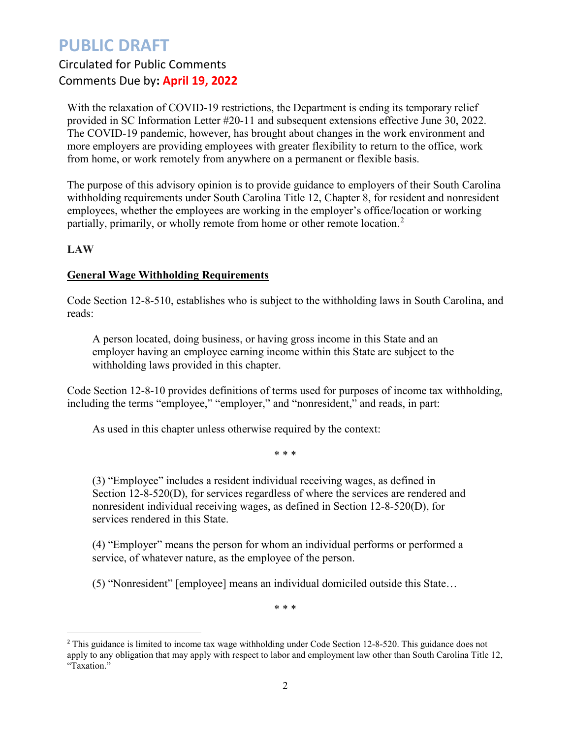# PUBLIC DRAFT

Circulated for Public Comments

Comments Due by: **April 19, 2022**

With the relaxation of COVID-19 restrictions, the Department is ending its temporary relief provided in SC Information Letter #20-11 and subsequent extensions effective June 30, 2022. The COVID-19 pandemic, however, has brought about changes in the work environment and more employers are providing employees with greater flexibility to return to the office, work from home, or work remotely from anywhere on a permanent or flexible basis.

The purpose of this advisory opinion is to provide guidance to employers of their South Carolina withholding requirements under South Carolina Title 12, Chapter 8, for resident and nonresident employees, whether the employees are working in the employer's office/location or working partially, primarily, or wholly remote from home or other remote location.[2]

**LAW**

**General Wage Withholding Requirements**

Code Section 12-8-510, establishes who is subject to the withholding laws in South Carolina, and reads:

> A person located, doing business, or having gross income in this State and an employer having an employee earning income within this State are subject to the withholding laws provided in this chapter.

Code Section 12-8-10 provides definitions of terms used for purposes of income tax withholding, including the terms "employee," "employer," and "nonresident," and reads, in part:

> As used in this chapter unless otherwise required by the context:
>
> \* \* \*
>
> (3) "Employee" includes a resident individual receiving wages, as defined in Section 12-8-520(D), for services regardless of where the services are rendered and nonresident individual receiving wages, as defined in Section 12-8-520(D), for services rendered in this State.
>
> (4) "Employer" means the person for whom an individual performs or performed a service, of whatever nature, as the employee of the person.
>
> (5) "Nonresident" [employee] means an individual domiciled outside this State…
>
> \* \* \*

[2] This guidance is limited to income tax wage withholding under Code Section 12-8-520. This guidance does not apply to any obligation that may apply with respect to labor and employment law other than South Carolina Title 12, "Taxation."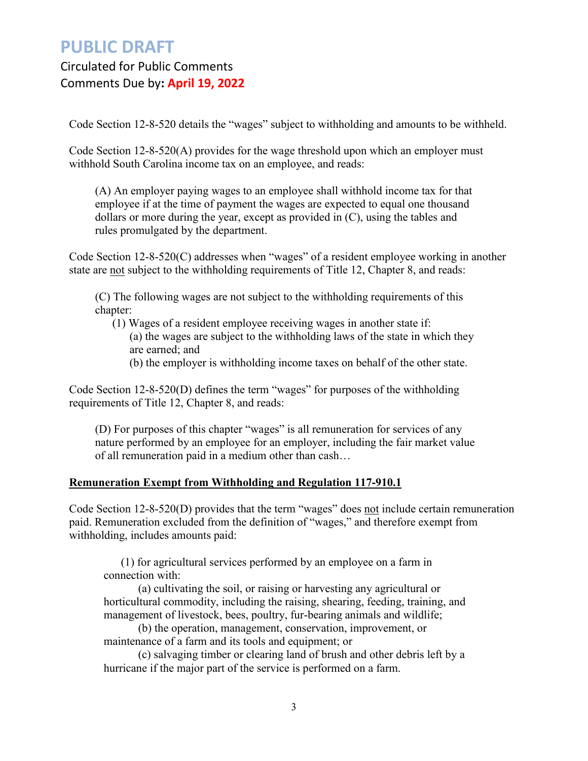# PUBLIC DRAFT

Circulated for Public Comments
Comments Due by: **April 19, 2022**

Code Section 12-8-520 details the "wages" subject to withholding and amounts to be withheld.

Code Section 12-8-520(A) provides for the wage threshold upon which an employer must withhold South Carolina income tax on an employee, and reads:

> (A) An employer paying wages to an employee shall withhold income tax for that employee if at the time of payment the wages are expected to equal one thousand dollars or more during the year, except as provided in (C), using the tables and rules promulgated by the department.

Code Section 12-8-520(C) addresses when "wages" of a resident employee working in another state are not subject to the withholding requirements of Title 12, Chapter 8, and reads:

> (C) The following wages are not subject to the withholding requirements of this chapter:
>
> (1) Wages of a resident employee receiving wages in another state if:
>
> (a) the wages are subject to the withholding laws of the state in which they are earned; and
>
> (b) the employer is withholding income taxes on behalf of the other state.

Code Section 12-8-520(D) defines the term "wages" for purposes of the withholding requirements of Title 12, Chapter 8, and reads:

> (D) For purposes of this chapter "wages" is all remuneration for services of any nature performed by an employee for an employer, including the fair market value of all remuneration paid in a medium other than cash…

**Remuneration Exempt from Withholding and Regulation 117-910.1**

Code Section 12-8-520(D) provides that the term "wages" does not include certain remuneration paid. Remuneration excluded from the definition of "wages," and therefore exempt from withholding, includes amounts paid:

> (1) for agricultural services performed by an employee on a farm in connection with:
>
> (a) cultivating the soil, or raising or harvesting any agricultural or horticultural commodity, including the raising, shearing, feeding, training, and management of livestock, bees, poultry, fur-bearing animals and wildlife;
>
> (b) the operation, management, conservation, improvement, or maintenance of a farm and its tools and equipment; or
>
> (c) salvaging timber or clearing land of brush and other debris left by a hurricane if the major part of the service is performed on a farm.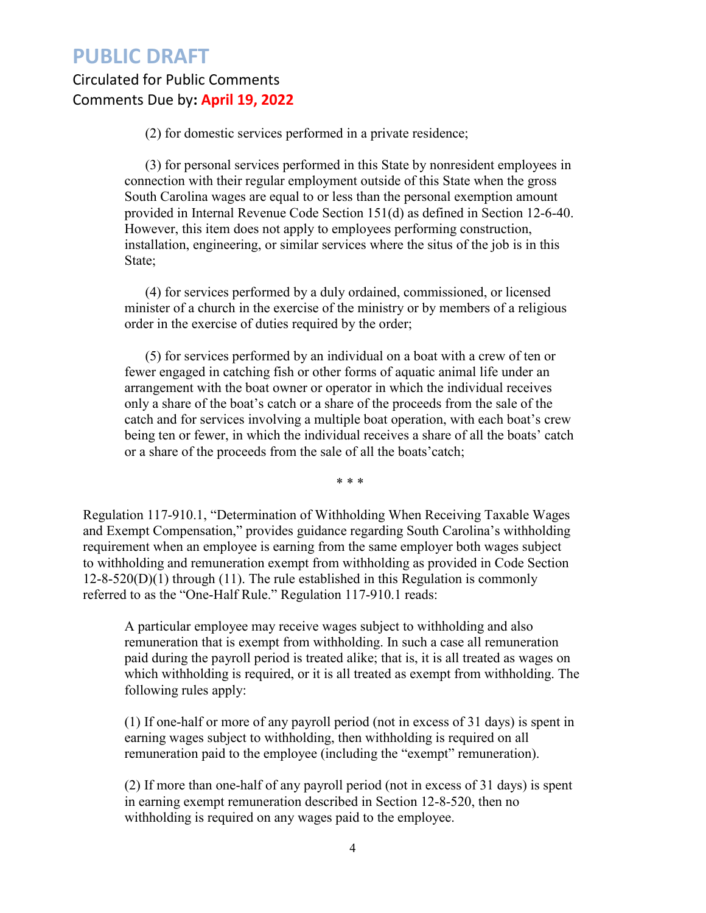(2) for domestic services performed in a private residence;

(3) for personal services performed in this State by nonresident employees in connection with their regular employment outside of this State when the gross South Carolina wages are equal to or less than the personal exemption amount provided in Internal Revenue Code Section 151(d) as defined in Section 12-6-40. However, this item does not apply to employees performing construction, installation, engineering, or similar services where the situs of the job is in this State;

(4) for services performed by a duly ordained, commissioned, or licensed minister of a church in the exercise of the ministry or by members of a religious order in the exercise of duties required by the order;

(5) for services performed by an individual on a boat with a crew of ten or fewer engaged in catching fish or other forms of aquatic animal life under an arrangement with the boat owner or operator in which the individual receives only a share of the boat's catch or a share of the proceeds from the sale of the catch and for services involving a multiple boat operation, with each boat's crew being ten or fewer, in which the individual receives a share of all the boats' catch or a share of the proceeds from the sale of all the boats'catch;

\* \* \*

Regulation 117-910.1, "Determination of Withholding When Receiving Taxable Wages and Exempt Compensation," provides guidance regarding South Carolina's withholding requirement when an employee is earning from the same employer both wages subject to withholding and remuneration exempt from withholding as provided in Code Section 12-8-520(D)(1) through (11). The rule established in this Regulation is commonly referred to as the "One-Half Rule." Regulation 117-910.1 reads:

> A particular employee may receive wages subject to withholding and also remuneration that is exempt from withholding. In such a case all remuneration paid during the payroll period is treated alike; that is, it is all treated as wages on which withholding is required, or it is all treated as exempt from withholding. The following rules apply:
>
> (1) If one-half or more of any payroll period (not in excess of 31 days) is spent in earning wages subject to withholding, then withholding is required on all remuneration paid to the employee (including the "exempt" remuneration).
>
> (2) If more than one-half of any payroll period (not in excess of 31 days) is spent in earning exempt remuneration described in Section 12-8-520, then no withholding is required on any wages paid to the employee.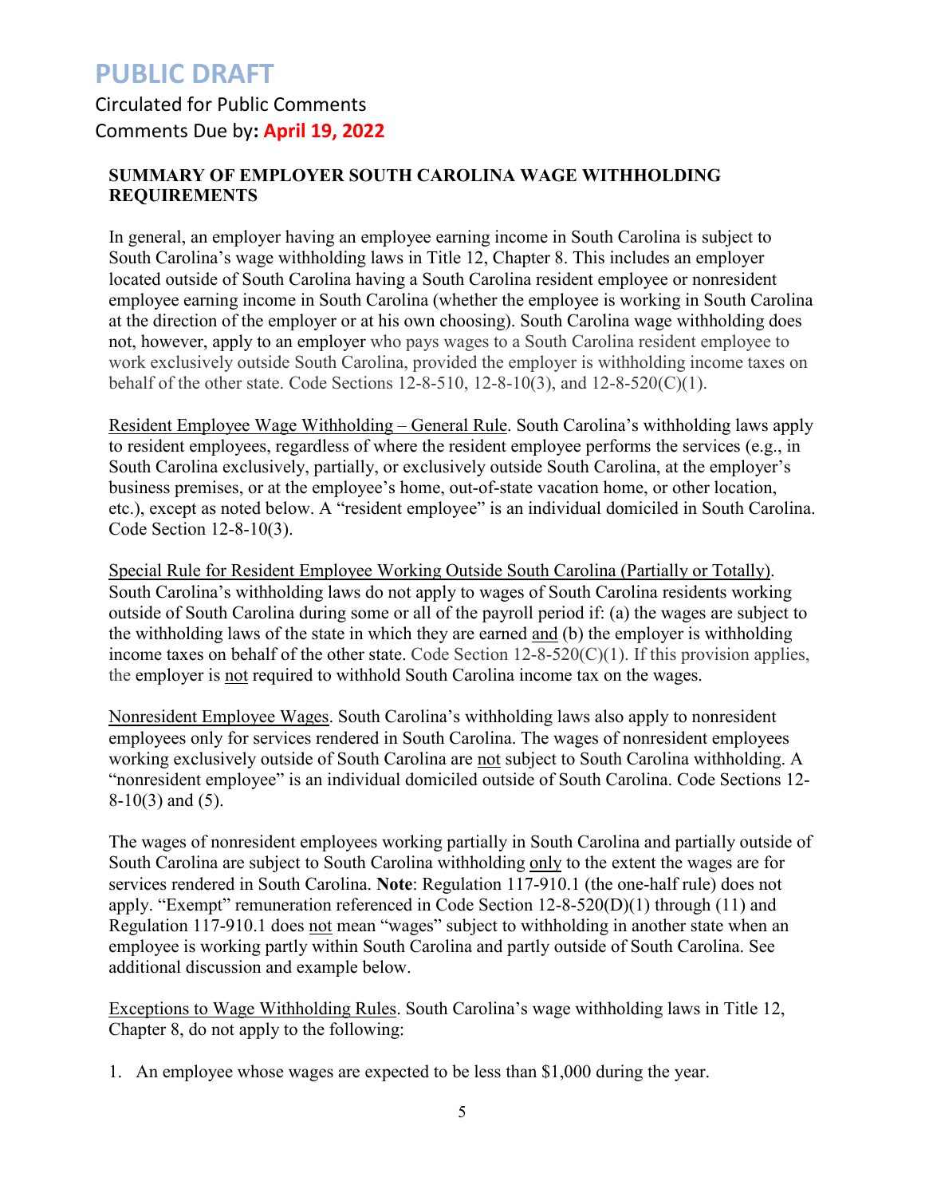# PUBLIC DRAFT

Circulated for Public Comments
Comments Due by: **April 19, 2022**

**SUMMARY OF EMPLOYER SOUTH CAROLINA WAGE WITHHOLDING REQUIREMENTS**

In general, an employer having an employee earning income in South Carolina is subject to South Carolina's wage withholding laws in Title 12, Chapter 8. This includes an employer located outside of South Carolina having a South Carolina resident employee or nonresident employee earning income in South Carolina (whether the employee is working in South Carolina at the direction of the employer or at his own choosing). South Carolina wage withholding does not, however, apply to an employer who pays wages to a South Carolina resident employee to work exclusively outside South Carolina, provided the employer is withholding income taxes on behalf of the other state. Code Sections 12-8-510, 12-8-10(3), and 12-8-520(C)(1).

Resident Employee Wage Withholding – General Rule. South Carolina's withholding laws apply to resident employees, regardless of where the resident employee performs the services (e.g., in South Carolina exclusively, partially, or exclusively outside South Carolina, at the employer's business premises, or at the employee's home, out-of-state vacation home, or other location, etc.), except as noted below. A "resident employee" is an individual domiciled in South Carolina. Code Section 12-8-10(3).

Special Rule for Resident Employee Working Outside South Carolina (Partially or Totally). South Carolina's withholding laws do not apply to wages of South Carolina residents working outside of South Carolina during some or all of the payroll period if: (a) the wages are subject to the withholding laws of the state in which they are earned and (b) the employer is withholding income taxes on behalf of the other state. Code Section 12-8-520(C)(1). If this provision applies, the employer is not required to withhold South Carolina income tax on the wages.

Nonresident Employee Wages. South Carolina's withholding laws also apply to nonresident employees only for services rendered in South Carolina. The wages of nonresident employees working exclusively outside of South Carolina are not subject to South Carolina withholding. A "nonresident employee" is an individual domiciled outside of South Carolina. Code Sections 12-8-10(3) and (5).

The wages of nonresident employees working partially in South Carolina and partially outside of South Carolina are subject to South Carolina withholding only to the extent the wages are for services rendered in South Carolina. **Note**: Regulation 117-910.1 (the one-half rule) does not apply. "Exempt" remuneration referenced in Code Section 12-8-520(D)(1) through (11) and Regulation 117-910.1 does not mean "wages" subject to withholding in another state when an employee is working partly within South Carolina and partly outside of South Carolina. See additional discussion and example below.

Exceptions to Wage Withholding Rules. South Carolina's wage withholding laws in Title 12, Chapter 8, do not apply to the following:

1. An employee whose wages are expected to be less than $1,000 during the year.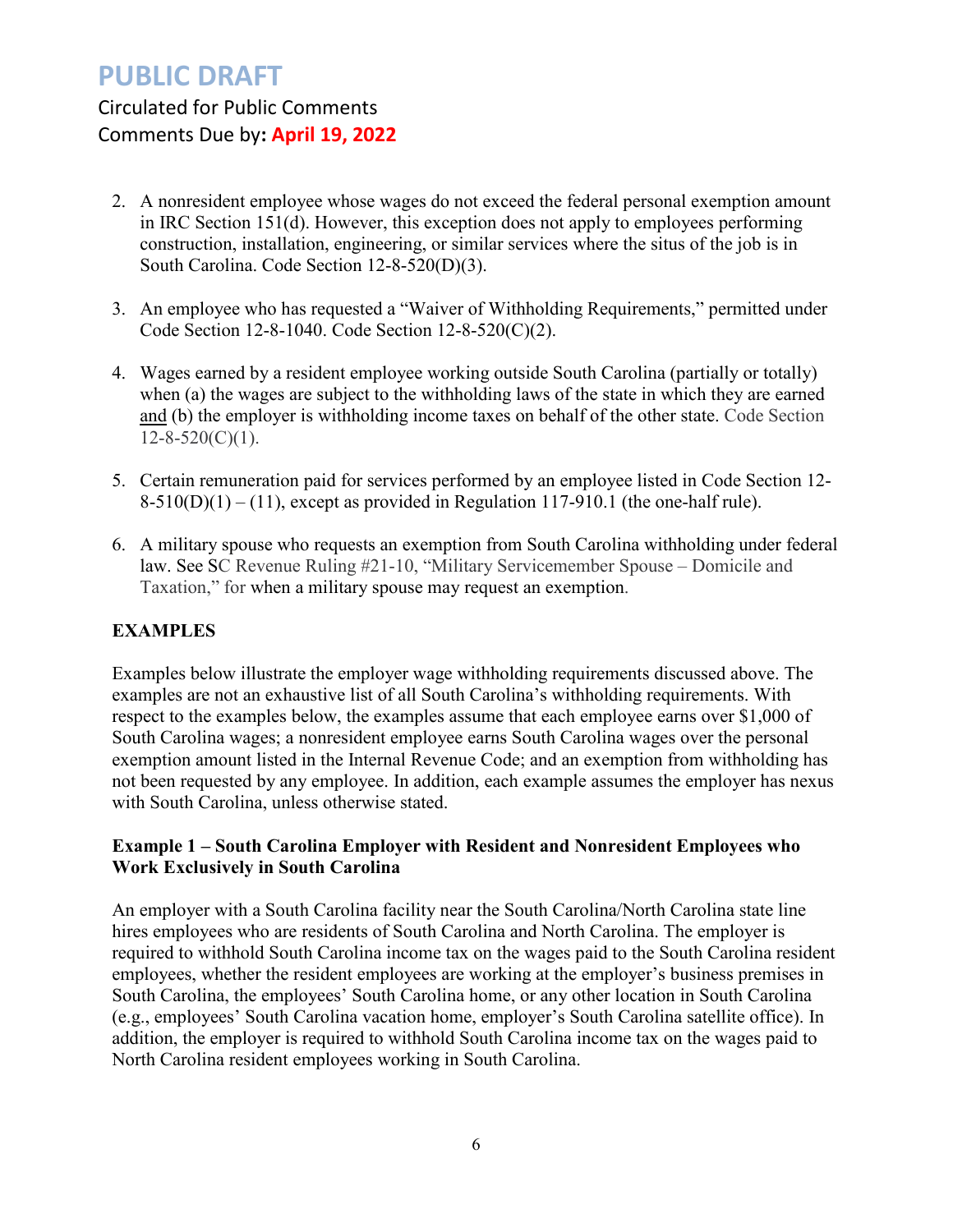2. A nonresident employee whose wages do not exceed the federal personal exemption amount in IRC Section 151(d). However, this exception does not apply to employees performing construction, installation, engineering, or similar services where the situs of the job is in South Carolina. Code Section 12-8-520(D)(3).

3. An employee who has requested a "Waiver of Withholding Requirements," permitted under Code Section 12-8-1040. Code Section 12-8-520(C)(2).

4. Wages earned by a resident employee working outside South Carolina (partially or totally) when (a) the wages are subject to the withholding laws of the state in which they are earned and (b) the employer is withholding income taxes on behalf of the other state. Code Section 12-8-520(C)(1).

5. Certain remuneration paid for services performed by an employee listed in Code Section 12-8-510(D)(1) – (11), except as provided in Regulation 117-910.1 (the one-half rule).

6. A military spouse who requests an exemption from South Carolina withholding under federal law. See SC Revenue Ruling #21-10, "Military Servicemember Spouse – Domicile and Taxation," for when a military spouse may request an exemption.

## EXAMPLES

Examples below illustrate the employer wage withholding requirements discussed above. The examples are not an exhaustive list of all South Carolina's withholding requirements. With respect to the examples below, the examples assume that each employee earns over $1,000 of South Carolina wages; a nonresident employee earns South Carolina wages over the personal exemption amount listed in the Internal Revenue Code; and an exemption from withholding has not been requested by any employee. In addition, each example assumes the employer has nexus with South Carolina, unless otherwise stated.

### Example 1 – South Carolina Employer with Resident and Nonresident Employees who Work Exclusively in South Carolina

An employer with a South Carolina facility near the South Carolina/North Carolina state line hires employees who are residents of South Carolina and North Carolina. The employer is required to withhold South Carolina income tax on the wages paid to the South Carolina resident employees, whether the resident employees are working at the employer's business premises in South Carolina, the employees' South Carolina home, or any other location in South Carolina (e.g., employees' South Carolina vacation home, employer's South Carolina satellite office). In addition, the employer is required to withhold South Carolina income tax on the wages paid to North Carolina resident employees working in South Carolina.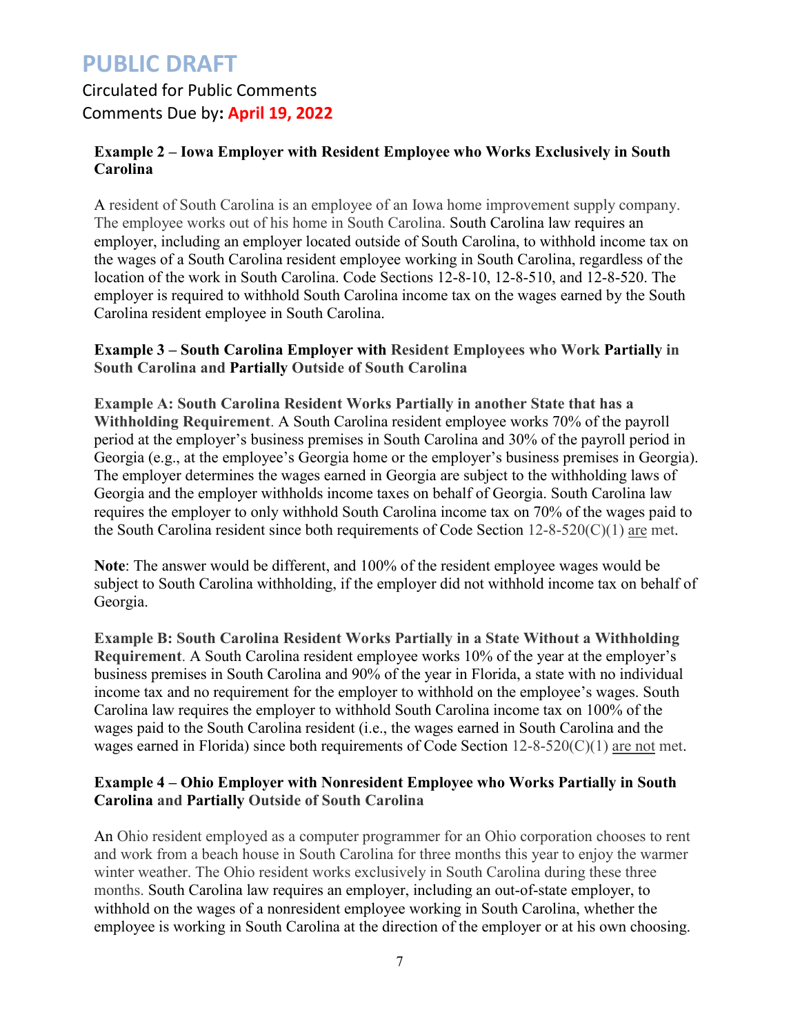**Example 2 – Iowa Employer with Resident Employee who Works Exclusively in South Carolina**

A resident of South Carolina is an employee of an Iowa home improvement supply company. The employee works out of his home in South Carolina. South Carolina law requires an employer, including an employer located outside of South Carolina, to withhold income tax on the wages of a South Carolina resident employee working in South Carolina, regardless of the location of the work in South Carolina. Code Sections 12-8-10, 12-8-510, and 12-8-520. The employer is required to withhold South Carolina income tax on the wages earned by the South Carolina resident employee in South Carolina.

**Example 3 – South Carolina Employer with Resident Employees who Work Partially in South Carolina and Partially Outside of South Carolina**

**Example A: South Carolina Resident Works Partially in another State that has a Withholding Requirement**. A South Carolina resident employee works 70% of the payroll period at the employer's business premises in South Carolina and 30% of the payroll period in Georgia (e.g., at the employee's Georgia home or the employer's business premises in Georgia). The employer determines the wages earned in Georgia are subject to the withholding laws of Georgia and the employer withholds income taxes on behalf of Georgia. South Carolina law requires the employer to only withhold South Carolina income tax on 70% of the wages paid to the South Carolina resident since both requirements of Code Section 12-8-520(C)(1) <u>are</u> met.

**Note**: The answer would be different, and 100% of the resident employee wages would be subject to South Carolina withholding, if the employer did not withhold income tax on behalf of Georgia.

**Example B: South Carolina Resident Works Partially in a State Without a Withholding Requirement**. A South Carolina resident employee works 10% of the year at the employer's business premises in South Carolina and 90% of the year in Florida, a state with no individual income tax and no requirement for the employer to withhold on the employee's wages. South Carolina law requires the employer to withhold South Carolina income tax on 100% of the wages paid to the South Carolina resident (i.e., the wages earned in South Carolina and the wages earned in Florida) since both requirements of Code Section 12-8-520(C)(1) <u>are not</u> met.

**Example 4 – Ohio Employer with Nonresident Employee who Works Partially in South Carolina and Partially Outside of South Carolina**

An Ohio resident employed as a computer programmer for an Ohio corporation chooses to rent and work from a beach house in South Carolina for three months this year to enjoy the warmer winter weather. The Ohio resident works exclusively in South Carolina during these three months. South Carolina law requires an employer, including an out-of-state employer, to withhold on the wages of a nonresident employee working in South Carolina, whether the employee is working in South Carolina at the direction of the employer or at his own choosing.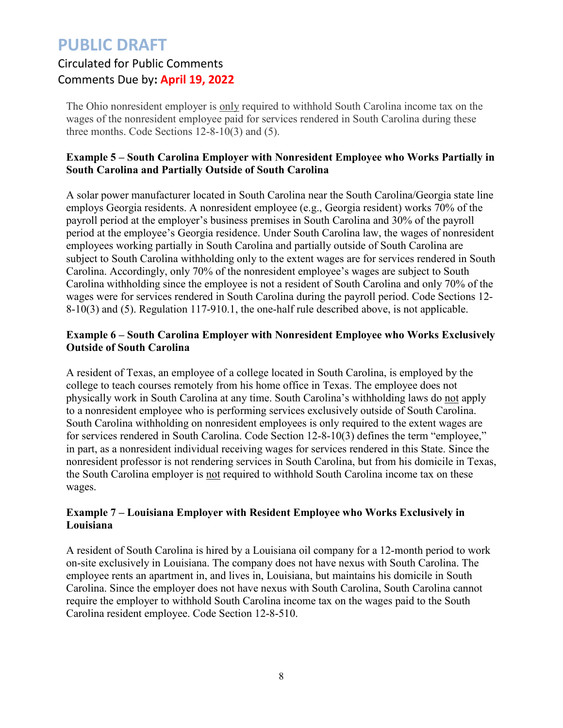The Ohio nonresident employer is only required to withhold South Carolina income tax on the wages of the nonresident employee paid for services rendered in South Carolina during these three months. Code Sections 12-8-10(3) and (5).

**Example 5 – South Carolina Employer with Nonresident Employee who Works Partially in South Carolina and Partially Outside of South Carolina**

A solar power manufacturer located in South Carolina near the South Carolina/Georgia state line employs Georgia residents. A nonresident employee (e.g., Georgia resident) works 70% of the payroll period at the employer's business premises in South Carolina and 30% of the payroll period at the employee's Georgia residence. Under South Carolina law, the wages of nonresident employees working partially in South Carolina and partially outside of South Carolina are subject to South Carolina withholding only to the extent wages are for services rendered in South Carolina. Accordingly, only 70% of the nonresident employee's wages are subject to South Carolina withholding since the employee is not a resident of South Carolina and only 70% of the wages were for services rendered in South Carolina during the payroll period. Code Sections 12-8-10(3) and (5). Regulation 117-910.1, the one-half rule described above, is not applicable.

**Example 6 – South Carolina Employer with Nonresident Employee who Works Exclusively Outside of South Carolina**

A resident of Texas, an employee of a college located in South Carolina, is employed by the college to teach courses remotely from his home office in Texas. The employee does not physically work in South Carolina at any time. South Carolina's withholding laws do not apply to a nonresident employee who is performing services exclusively outside of South Carolina. South Carolina withholding on nonresident employees is only required to the extent wages are for services rendered in South Carolina. Code Section 12-8-10(3) defines the term "employee," in part, as a nonresident individual receiving wages for services rendered in this State. Since the nonresident professor is not rendering services in South Carolina, but from his domicile in Texas, the South Carolina employer is not required to withhold South Carolina income tax on these wages.

**Example 7 – Louisiana Employer with Resident Employee who Works Exclusively in Louisiana**

A resident of South Carolina is hired by a Louisiana oil company for a 12-month period to work on-site exclusively in Louisiana. The company does not have nexus with South Carolina. The employee rents an apartment in, and lives in, Louisiana, but maintains his domicile in South Carolina. Since the employer does not have nexus with South Carolina, South Carolina cannot require the employer to withhold South Carolina income tax on the wages paid to the South Carolina resident employee. Code Section 12-8-510.